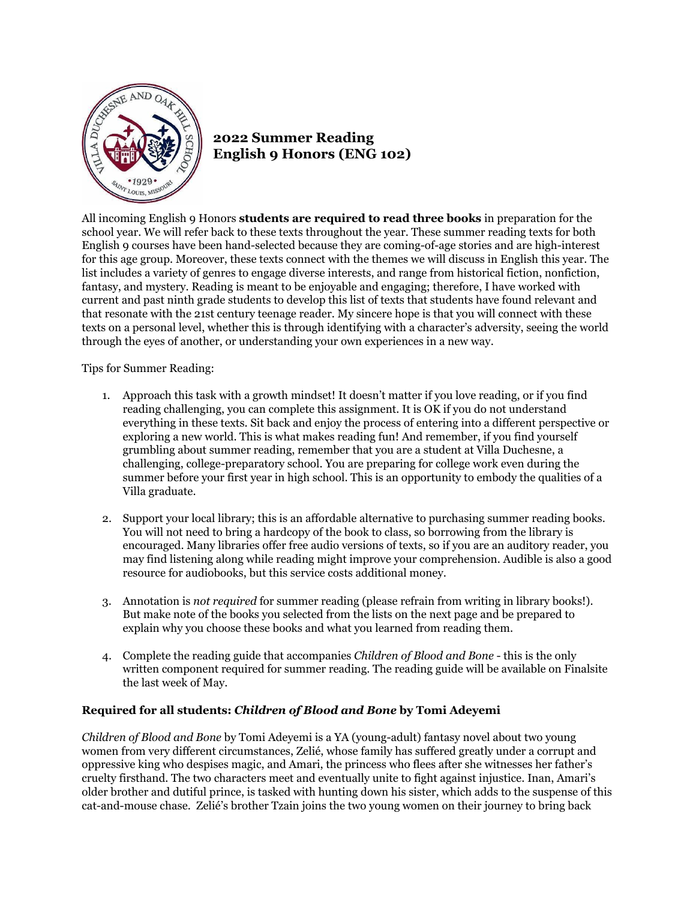# 2022 Summer Reading
# English 9 Honors (ENG 102)

All incoming English 9 Honors **students are required to read three books** in preparation for the school year. We will refer back to these texts throughout the year. These summer reading texts for both English 9 courses have been hand-selected because they are coming-of-age stories and are high-interest for this age group. Moreover, these texts connect with the themes we will discuss in English this year. The list includes a variety of genres to engage diverse interests, and range from historical fiction, nonfiction, fantasy, and mystery. Reading is meant to be enjoyable and engaging; therefore, I have worked with current and past ninth grade students to develop this list of texts that students have found relevant and that resonate with the 21st century teenage reader. My sincere hope is that you will connect with these texts on a personal level, whether this is through identifying with a character's adversity, seeing the world through the eyes of another, or understanding your own experiences in a new way.

Tips for Summer Reading:

1. Approach this task with a growth mindset! It doesn't matter if you love reading, or if you find reading challenging, you can complete this assignment. It is OK if you do not understand everything in these texts. Sit back and enjoy the process of entering into a different perspective or exploring a new world. This is what makes reading fun! And remember, if you find yourself grumbling about summer reading, remember that you are a student at Villa Duchesne, a challenging, college-preparatory school. You are preparing for college work even during the summer before your first year in high school. This is an opportunity to embody the qualities of a Villa graduate.

2. Support your local library; this is an affordable alternative to purchasing summer reading books. You will not need to bring a hardcopy of the book to class, so borrowing from the library is encouraged. Many libraries offer free audio versions of texts, so if you are an auditory reader, you may find listening along while reading might improve your comprehension. Audible is also a good resource for audiobooks, but this service costs additional money.

3. Annotation is *not required* for summer reading (please refrain from writing in library books!). But make note of the books you selected from the lists on the next page and be prepared to explain why you choose these books and what you learned from reading them.

4. Complete the reading guide that accompanies *Children of Blood and Bone* - this is the only written component required for summer reading. The reading guide will be available on Finalsite the last week of May.

### Required for all students: *Children of Blood and Bone* by Tomi Adeyemi

*Children of Blood and Bone* by Tomi Adeyemi is a YA (young-adult) fantasy novel about two young women from very different circumstances, Zelié, whose family has suffered greatly under a corrupt and oppressive king who despises magic, and Amari, the princess who flees after she witnesses her father's cruelty firsthand. The two characters meet and eventually unite to fight against injustice. Inan, Amari's older brother and dutiful prince, is tasked with hunting down his sister, which adds to the suspense of this cat-and-mouse chase. Zelié's brother Tzain joins the two young women on their journey to bring back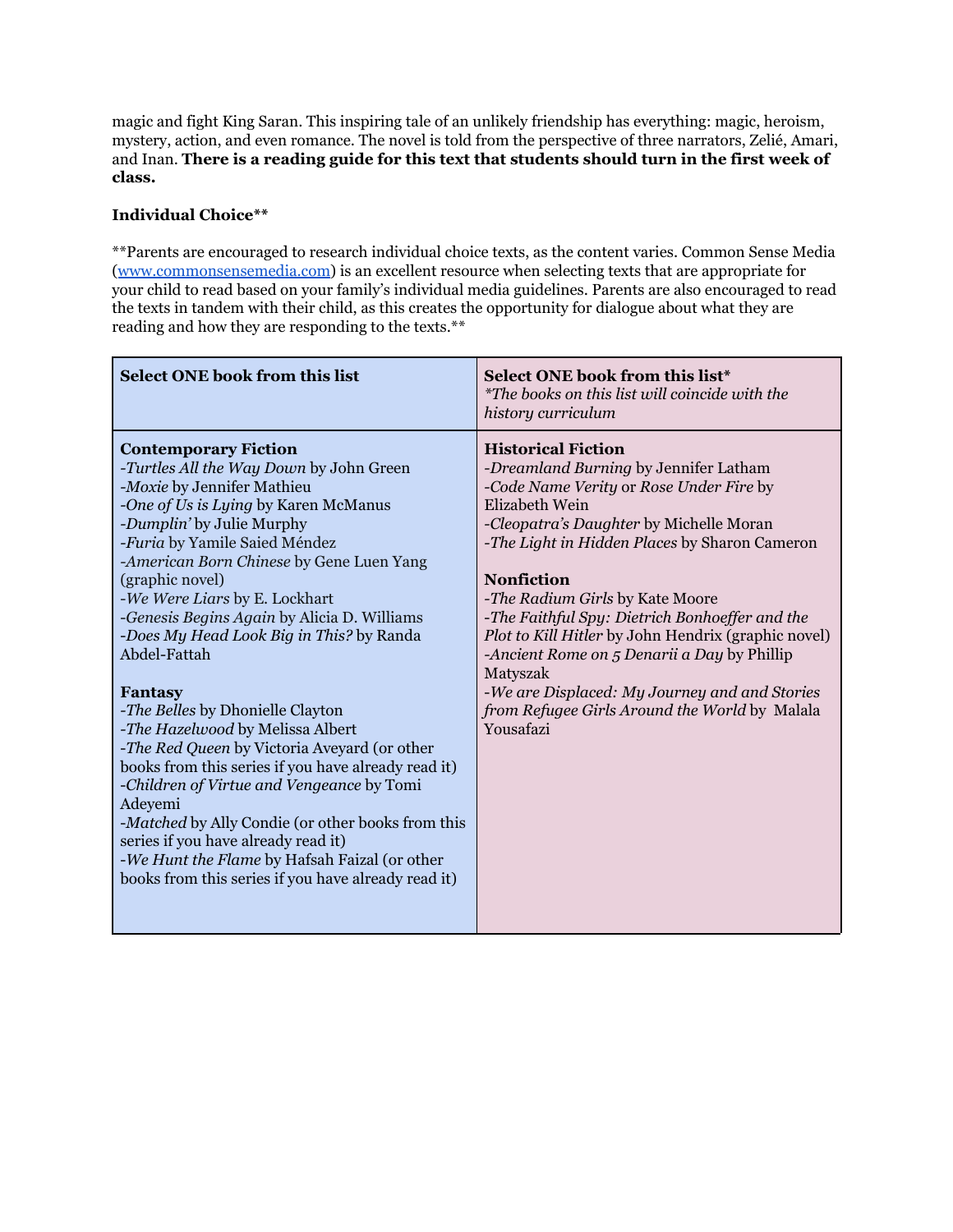magic and fight King Saran. This inspiring tale of an unlikely friendship has everything: magic, heroism, mystery, action, and even romance. The novel is told from the perspective of three narrators, Zelié, Amari, and Inan. **There is a reading guide for this text that students should turn in the first week of class.**

**Individual Choice****

**Parents are encouraged to research individual choice texts, as the content varies. Common Sense Media ([www.commonsensemedia.com](www.commonsensemedia.com)) is an excellent resource when selecting texts that are appropriate for your child to read based on your family's individual media guidelines. Parents are also encouraged to read the texts in tandem with their child, as this creates the opportunity for dialogue about what they are reading and how they are responding to the texts.**

| **Select ONE book from this list** | **Select ONE book from this list***<br>**The books on this list will coincide with the history curriculum* |
|---|---|
| **Contemporary Fiction**<br>-*Turtles All the Way Down* by John Green<br>-*Moxie* by Jennifer Mathieu<br>-*One of Us is Lying* by Karen McManus<br>-*Dumplin'* by Julie Murphy<br>-*Furia* by Yamile Saied Méndez<br>-*American Born Chinese* by Gene Luen Yang (graphic novel)<br>-*We Were Liars* by E. Lockhart<br>-*Genesis Begins Again* by Alicia D. Williams<br>-*Does My Head Look Big in This?* by Randa Abdel-Fattah<br><br>**Fantasy**<br>-*The Belles* by Dhonielle Clayton<br>-*The Hazelwood* by Melissa Albert<br>-*The Red Queen* by Victoria Aveyard (or other books from this series if you have already read it)<br>-*Children of Virtue and Vengeance* by Tomi Adeyemi<br>-*Matched* by Ally Condie (or other books from this series if you have already read it)<br>-*We Hunt the Flame* by Hafsah Faizal (or other books from this series if you have already read it) | **Historical Fiction**<br>-*Dreamland Burning* by Jennifer Latham<br>-*Code Name Verity* or *Rose Under Fire* by Elizabeth Wein<br>-*Cleopatra's Daughter* by Michelle Moran<br>-*The Light in Hidden Places* by Sharon Cameron<br><br>**Nonfiction**<br>-*The Radium Girls* by Kate Moore<br>-*The Faithful Spy: Dietrich Bonhoeffer and the Plot to Kill Hitler* by John Hendrix (graphic novel)<br>-*Ancient Rome on 5 Denarii a Day* by Phillip Matyszak<br>-*We are Displaced: My Journey and and Stories from Refugee Girls Around the World* by Malala Yousafazi |